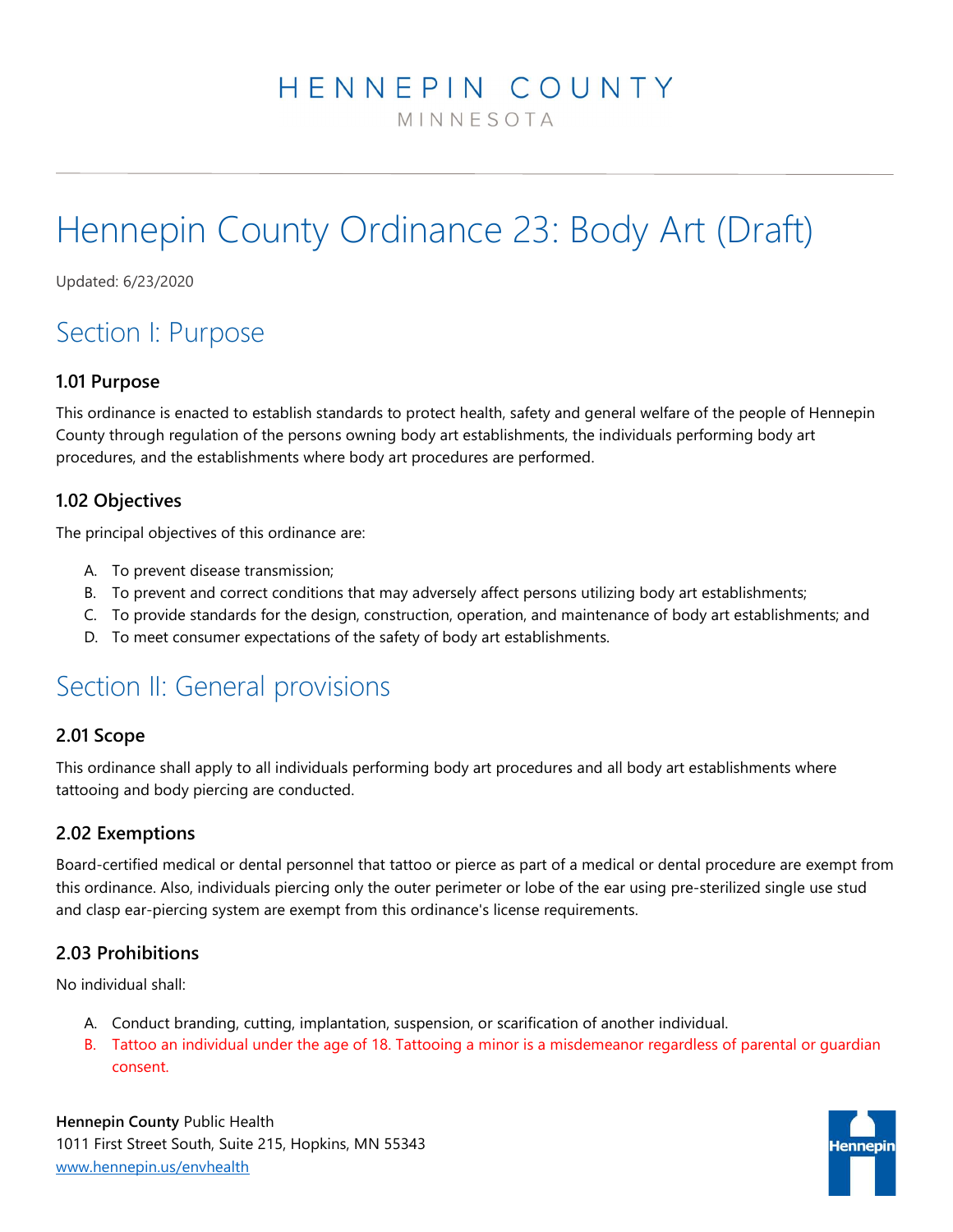# HENNEPIN COUNTY

MINNESOTA

# Hennepin County Ordinance 23: Body Art (Draft)

Updated: 6/23/2020

## Section I: Purpose

### 1.01 Purpose

This ordinance is enacted to establish standards to protect health, safety and general welfare of the people of Hennepin County through regulation of the persons owning body art establishments, the individuals performing body art procedures, and the establishments where body art procedures are performed.

### 1.02 Objectives

The principal objectives of this ordinance are:

A. To prevent disease transmission;
B. To prevent and correct conditions that may adversely affect persons utilizing body art establishments;
C. To provide standards for the design, construction, operation, and maintenance of body art establishments; and
D. To meet consumer expectations of the safety of body art establishments.

## Section II: General provisions

### 2.01 Scope

This ordinance shall apply to all individuals performing body art procedures and all body art establishments where tattooing and body piercing are conducted.

### 2.02 Exemptions

Board-certified medical or dental personnel that tattoo or pierce as part of a medical or dental procedure are exempt from this ordinance. Also, individuals piercing only the outer perimeter or lobe of the ear using pre-sterilized single use stud and clasp ear-piercing system are exempt from this ordinance's license requirements.

### 2.03 Prohibitions

No individual shall:

A. Conduct branding, cutting, implantation, suspension, or scarification of another individual.
B. Tattoo an individual under the age of 18. Tattooing a minor is a misdemeanor regardless of parental or guardian consent.

**Hennepin County** Public Health
1011 First Street South, Suite 215, Hopkins, MN 55343
www.hennepin.us/envhealth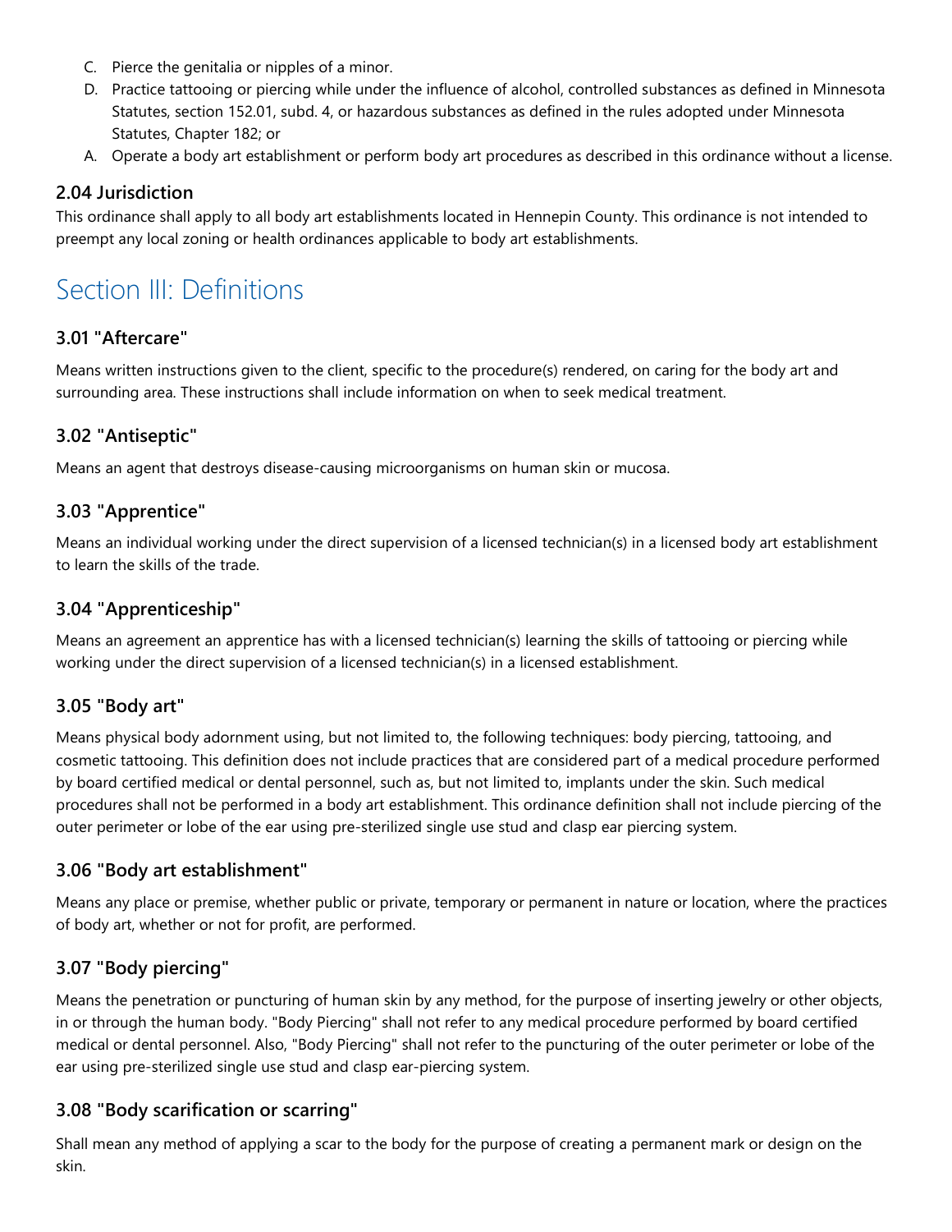C. Pierce the genitalia or nipples of a minor.
D. Practice tattooing or piercing while under the influence of alcohol, controlled substances as defined in Minnesota Statutes, section 152.01, subd. 4, or hazardous substances as defined in the rules adopted under Minnesota Statutes, Chapter 182; or
A. Operate a body art establishment or perform body art procedures as described in this ordinance without a license.

### 2.04 Jurisdiction

This ordinance shall apply to all body art establishments located in Hennepin County. This ordinance is not intended to preempt any local zoning or health ordinances applicable to body art establishments.

## Section III: Definitions

### 3.01 "Aftercare"

Means written instructions given to the client, specific to the procedure(s) rendered, on caring for the body art and surrounding area. These instructions shall include information on when to seek medical treatment.

### 3.02 "Antiseptic"

Means an agent that destroys disease-causing microorganisms on human skin or mucosa.

### 3.03 "Apprentice"

Means an individual working under the direct supervision of a licensed technician(s) in a licensed body art establishment to learn the skills of the trade.

### 3.04 "Apprenticeship"

Means an agreement an apprentice has with a licensed technician(s) learning the skills of tattooing or piercing while working under the direct supervision of a licensed technician(s) in a licensed establishment.

### 3.05 "Body art"

Means physical body adornment using, but not limited to, the following techniques: body piercing, tattooing, and cosmetic tattooing. This definition does not include practices that are considered part of a medical procedure performed by board certified medical or dental personnel, such as, but not limited to, implants under the skin. Such medical procedures shall not be performed in a body art establishment. This ordinance definition shall not include piercing of the outer perimeter or lobe of the ear using pre-sterilized single use stud and clasp ear piercing system.

### 3.06 "Body art establishment"

Means any place or premise, whether public or private, temporary or permanent in nature or location, where the practices of body art, whether or not for profit, are performed.

### 3.07 "Body piercing"

Means the penetration or puncturing of human skin by any method, for the purpose of inserting jewelry or other objects, in or through the human body. "Body Piercing" shall not refer to any medical procedure performed by board certified medical or dental personnel. Also, "Body Piercing" shall not refer to the puncturing of the outer perimeter or lobe of the ear using pre-sterilized single use stud and clasp ear-piercing system.

### 3.08 "Body scarification or scarring"

Shall mean any method of applying a scar to the body for the purpose of creating a permanent mark or design on the skin.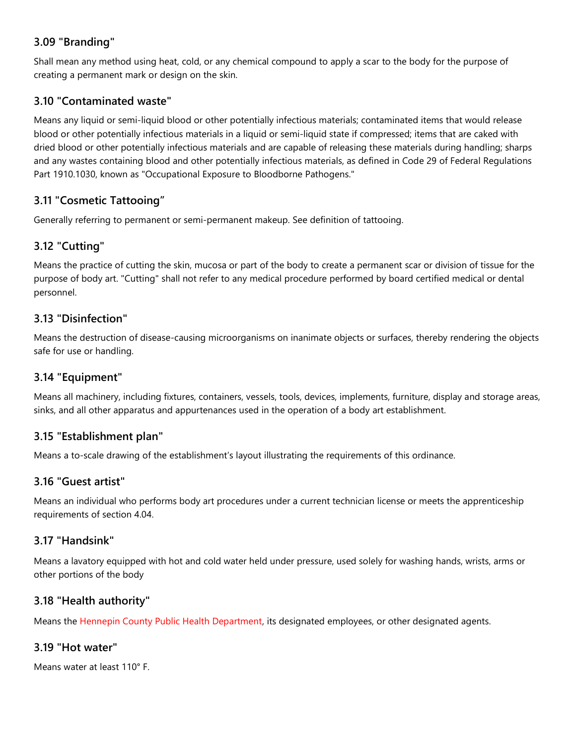### 3.09 "Branding"

Shall mean any method using heat, cold, or any chemical compound to apply a scar to the body for the purpose of creating a permanent mark or design on the skin.

### 3.10 "Contaminated waste"

Means any liquid or semi-liquid blood or other potentially infectious materials; contaminated items that would release blood or other potentially infectious materials in a liquid or semi-liquid state if compressed; items that are caked with dried blood or other potentially infectious materials and are capable of releasing these materials during handling; sharps and any wastes containing blood and other potentially infectious materials, as defined in Code 29 of Federal Regulations Part 1910.1030, known as "Occupational Exposure to Bloodborne Pathogens."

### 3.11 "Cosmetic Tattooing"

Generally referring to permanent or semi-permanent makeup. See definition of tattooing.

### 3.12 "Cutting"

Means the practice of cutting the skin, mucosa or part of the body to create a permanent scar or division of tissue for the purpose of body art. "Cutting" shall not refer to any medical procedure performed by board certified medical or dental personnel.

### 3.13 "Disinfection"

Means the destruction of disease-causing microorganisms on inanimate objects or surfaces, thereby rendering the objects safe for use or handling.

### 3.14 "Equipment"

Means all machinery, including fixtures, containers, vessels, tools, devices, implements, furniture, display and storage areas, sinks, and all other apparatus and appurtenances used in the operation of a body art establishment.

### 3.15 "Establishment plan"

Means a to-scale drawing of the establishment's layout illustrating the requirements of this ordinance.

### 3.16 "Guest artist"

Means an individual who performs body art procedures under a current technician license or meets the apprenticeship requirements of section 4.04.

### 3.17 "Handsink"

Means a lavatory equipped with hot and cold water held under pressure, used solely for washing hands, wrists, arms or other portions of the body

### 3.18 "Health authority"

Means the Hennepin County Public Health Department, its designated employees, or other designated agents.

### 3.19 "Hot water"

Means water at least 110° F.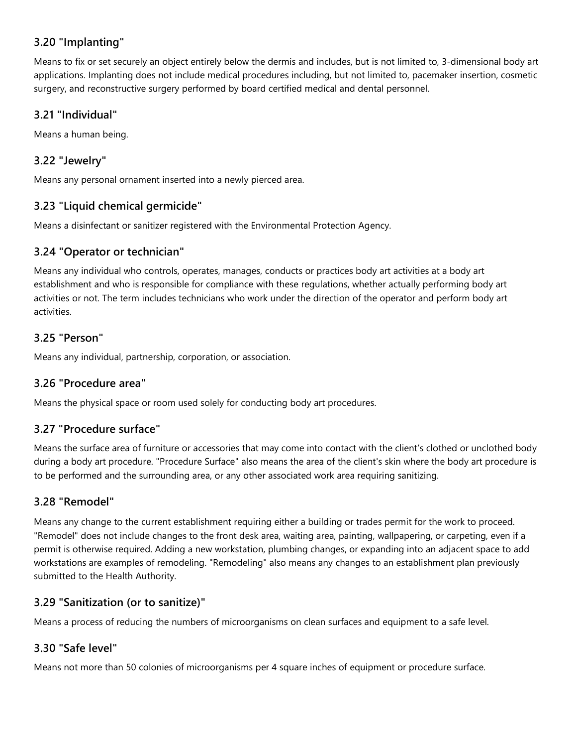### 3.20 "Implanting"

Means to fix or set securely an object entirely below the dermis and includes, but is not limited to, 3-dimensional body art applications. Implanting does not include medical procedures including, but not limited to, pacemaker insertion, cosmetic surgery, and reconstructive surgery performed by board certified medical and dental personnel.

### 3.21 "Individual"

Means a human being.

### 3.22 "Jewelry"

Means any personal ornament inserted into a newly pierced area.

### 3.23 "Liquid chemical germicide"

Means a disinfectant or sanitizer registered with the Environmental Protection Agency.

### 3.24 "Operator or technician"

Means any individual who controls, operates, manages, conducts or practices body art activities at a body art establishment and who is responsible for compliance with these regulations, whether actually performing body art activities or not. The term includes technicians who work under the direction of the operator and perform body art activities.

### 3.25 "Person"

Means any individual, partnership, corporation, or association.

### 3.26 "Procedure area"

Means the physical space or room used solely for conducting body art procedures.

### 3.27 "Procedure surface"

Means the surface area of furniture or accessories that may come into contact with the client's clothed or unclothed body during a body art procedure. "Procedure Surface" also means the area of the client's skin where the body art procedure is to be performed and the surrounding area, or any other associated work area requiring sanitizing.

### 3.28 "Remodel"

Means any change to the current establishment requiring either a building or trades permit for the work to proceed. "Remodel" does not include changes to the front desk area, waiting area, painting, wallpapering, or carpeting, even if a permit is otherwise required. Adding a new workstation, plumbing changes, or expanding into an adjacent space to add workstations are examples of remodeling. "Remodeling" also means any changes to an establishment plan previously submitted to the Health Authority.

### 3.29 "Sanitization (or to sanitize)"

Means a process of reducing the numbers of microorganisms on clean surfaces and equipment to a safe level.

### 3.30 "Safe level"

Means not more than 50 colonies of microorganisms per 4 square inches of equipment or procedure surface.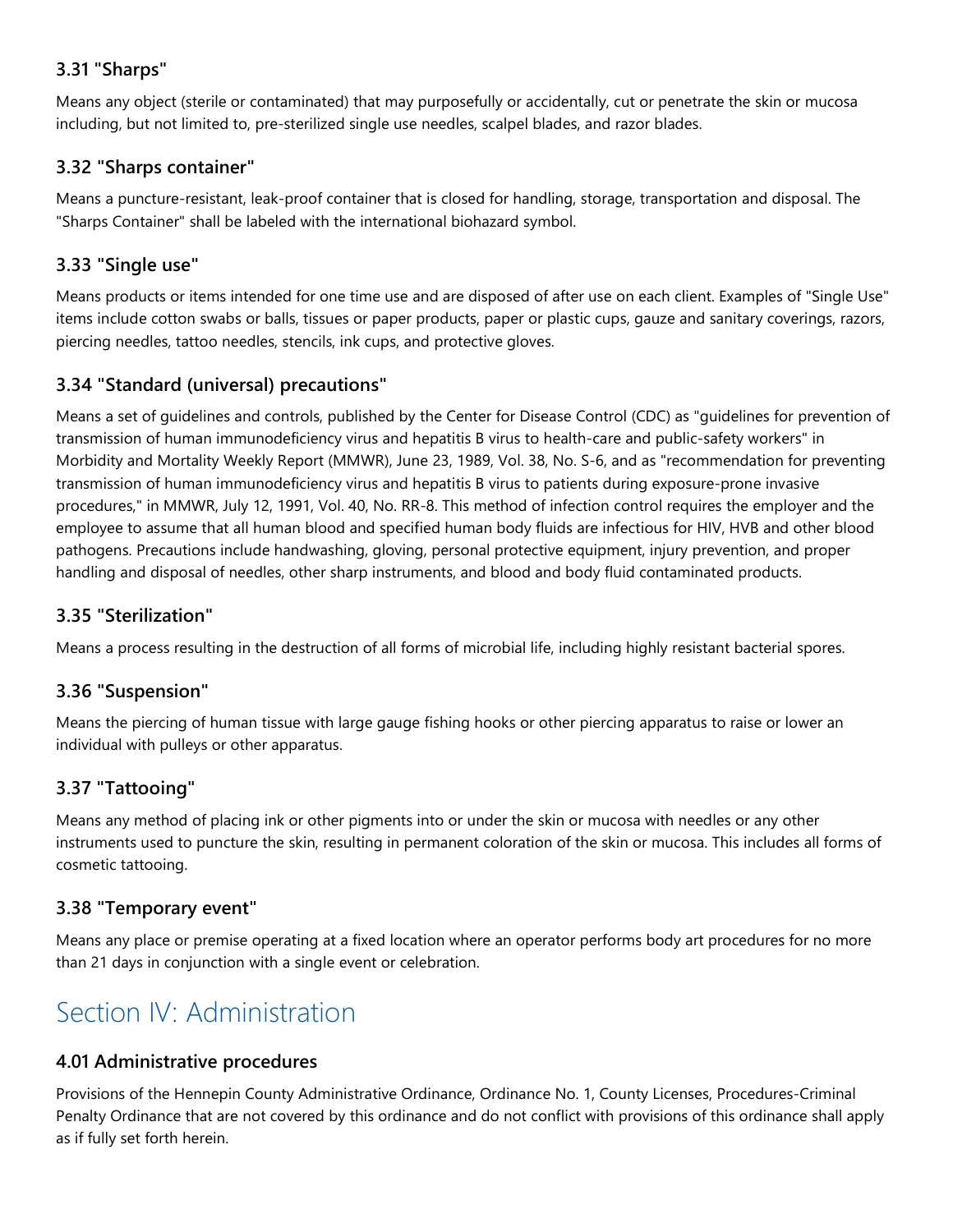### 3.31 "Sharps"

Means any object (sterile or contaminated) that may purposefully or accidentally, cut or penetrate the skin or mucosa including, but not limited to, pre-sterilized single use needles, scalpel blades, and razor blades.

### 3.32 "Sharps container"

Means a puncture-resistant, leak-proof container that is closed for handling, storage, transportation and disposal. The "Sharps Container" shall be labeled with the international biohazard symbol.

### 3.33 "Single use"

Means products or items intended for one time use and are disposed of after use on each client. Examples of "Single Use" items include cotton swabs or balls, tissues or paper products, paper or plastic cups, gauze and sanitary coverings, razors, piercing needles, tattoo needles, stencils, ink cups, and protective gloves.

### 3.34 "Standard (universal) precautions"

Means a set of guidelines and controls, published by the Center for Disease Control (CDC) as "guidelines for prevention of transmission of human immunodeficiency virus and hepatitis B virus to health-care and public-safety workers" in Morbidity and Mortality Weekly Report (MMWR), June 23, 1989, Vol. 38, No. S-6, and as "recommendation for preventing transmission of human immunodeficiency virus and hepatitis B virus to patients during exposure-prone invasive procedures," in MMWR, July 12, 1991, Vol. 40, No. RR-8. This method of infection control requires the employer and the employee to assume that all human blood and specified human body fluids are infectious for HIV, HVB and other blood pathogens. Precautions include handwashing, gloving, personal protective equipment, injury prevention, and proper handling and disposal of needles, other sharp instruments, and blood and body fluid contaminated products.

### 3.35 "Sterilization"

Means a process resulting in the destruction of all forms of microbial life, including highly resistant bacterial spores.

### 3.36 "Suspension"

Means the piercing of human tissue with large gauge fishing hooks or other piercing apparatus to raise or lower an individual with pulleys or other apparatus.

### 3.37 "Tattooing"

Means any method of placing ink or other pigments into or under the skin or mucosa with needles or any other instruments used to puncture the skin, resulting in permanent coloration of the skin or mucosa. This includes all forms of cosmetic tattooing.

### 3.38 "Temporary event"

Means any place or premise operating at a fixed location where an operator performs body art procedures for no more than 21 days in conjunction with a single event or celebration.

## Section IV: Administration

### 4.01 Administrative procedures

Provisions of the Hennepin County Administrative Ordinance, Ordinance No. 1, County Licenses, Procedures-Criminal Penalty Ordinance that are not covered by this ordinance and do not conflict with provisions of this ordinance shall apply as if fully set forth herein.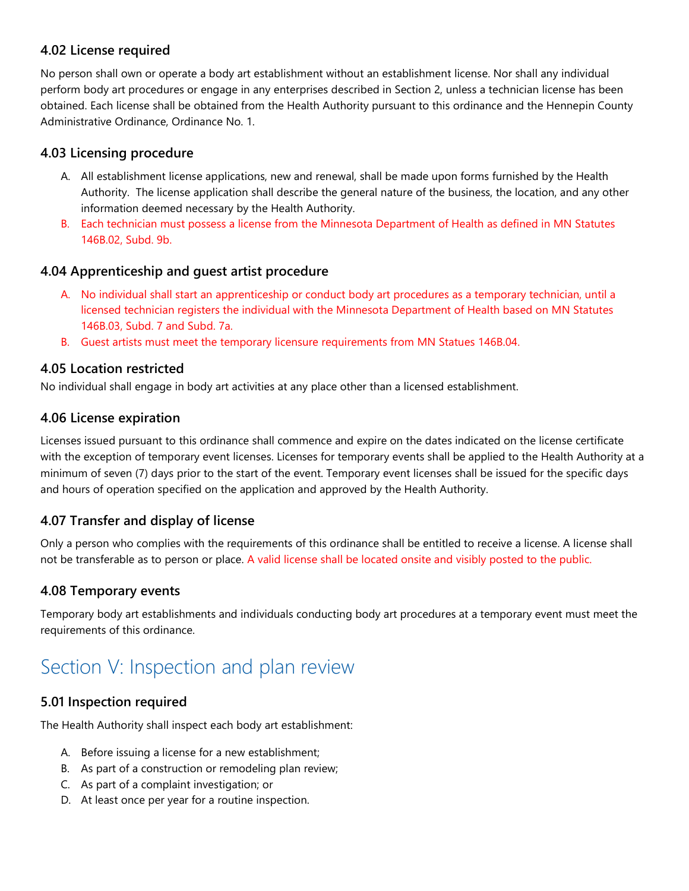### 4.02 License required

No person shall own or operate a body art establishment without an establishment license. Nor shall any individual perform body art procedures or engage in any enterprises described in Section 2, unless a technician license has been obtained. Each license shall be obtained from the Health Authority pursuant to this ordinance and the Hennepin County Administrative Ordinance, Ordinance No. 1.

### 4.03 Licensing procedure

A. All establishment license applications, new and renewal, shall be made upon forms furnished by the Health Authority. The license application shall describe the general nature of the business, the location, and any other information deemed necessary by the Health Authority.
B. Each technician must possess a license from the Minnesota Department of Health as defined in MN Statutes 146B.02, Subd. 9b.

### 4.04 Apprenticeship and guest artist procedure

A. No individual shall start an apprenticeship or conduct body art procedures as a temporary technician, until a licensed technician registers the individual with the Minnesota Department of Health based on MN Statutes 146B.03, Subd. 7 and Subd. 7a.
B. Guest artists must meet the temporary licensure requirements from MN Statues 146B.04.

### 4.05 Location restricted

No individual shall engage in body art activities at any place other than a licensed establishment.

### 4.06 License expiration

Licenses issued pursuant to this ordinance shall commence and expire on the dates indicated on the license certificate with the exception of temporary event licenses. Licenses for temporary events shall be applied to the Health Authority at a minimum of seven (7) days prior to the start of the event. Temporary event licenses shall be issued for the specific days and hours of operation specified on the application and approved by the Health Authority.

### 4.07 Transfer and display of license

Only a person who complies with the requirements of this ordinance shall be entitled to receive a license. A license shall not be transferable as to person or place. A valid license shall be located onsite and visibly posted to the public.

### 4.08 Temporary events

Temporary body art establishments and individuals conducting body art procedures at a temporary event must meet the requirements of this ordinance.

## Section V: Inspection and plan review

### 5.01 Inspection required

The Health Authority shall inspect each body art establishment:

A. Before issuing a license for a new establishment;
B. As part of a construction or remodeling plan review;
C. As part of a complaint investigation; or
D. At least once per year for a routine inspection.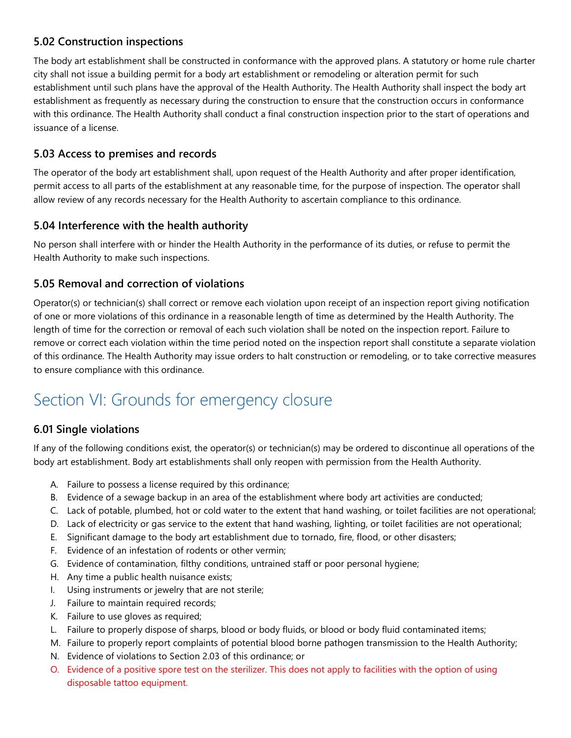### 5.02 Construction inspections

The body art establishment shall be constructed in conformance with the approved plans. A statutory or home rule charter city shall not issue a building permit for a body art establishment or remodeling or alteration permit for such establishment until such plans have the approval of the Health Authority. The Health Authority shall inspect the body art establishment as frequently as necessary during the construction to ensure that the construction occurs in conformance with this ordinance. The Health Authority shall conduct a final construction inspection prior to the start of operations and issuance of a license.

### 5.03 Access to premises and records

The operator of the body art establishment shall, upon request of the Health Authority and after proper identification, permit access to all parts of the establishment at any reasonable time, for the purpose of inspection. The operator shall allow review of any records necessary for the Health Authority to ascertain compliance to this ordinance.

### 5.04 Interference with the health authority

No person shall interfere with or hinder the Health Authority in the performance of its duties, or refuse to permit the Health Authority to make such inspections.

### 5.05 Removal and correction of violations

Operator(s) or technician(s) shall correct or remove each violation upon receipt of an inspection report giving notification of one or more violations of this ordinance in a reasonable length of time as determined by the Health Authority. The length of time for the correction or removal of each such violation shall be noted on the inspection report. Failure to remove or correct each violation within the time period noted on the inspection report shall constitute a separate violation of this ordinance. The Health Authority may issue orders to halt construction or remodeling, or to take corrective measures to ensure compliance with this ordinance.

## Section VI: Grounds for emergency closure

### 6.01 Single violations

If any of the following conditions exist, the operator(s) or technician(s) may be ordered to discontinue all operations of the body art establishment. Body art establishments shall only reopen with permission from the Health Authority.

A. Failure to possess a license required by this ordinance;
B. Evidence of a sewage backup in an area of the establishment where body art activities are conducted;
C. Lack of potable, plumbed, hot or cold water to the extent that hand washing, or toilet facilities are not operational;
D. Lack of electricity or gas service to the extent that hand washing, lighting, or toilet facilities are not operational;
E. Significant damage to the body art establishment due to tornado, fire, flood, or other disasters;
F. Evidence of an infestation of rodents or other vermin;
G. Evidence of contamination, filthy conditions, untrained staff or poor personal hygiene;
H. Any time a public health nuisance exists;
I. Using instruments or jewelry that are not sterile;
J. Failure to maintain required records;
K. Failure to use gloves as required;
L. Failure to properly dispose of sharps, blood or body fluids, or blood or body fluid contaminated items;
M. Failure to properly report complaints of potential blood borne pathogen transmission to the Health Authority;
N. Evidence of violations to Section 2.03 of this ordinance; or
O. Evidence of a positive spore test on the sterilizer. This does not apply to facilities with the option of using disposable tattoo equipment.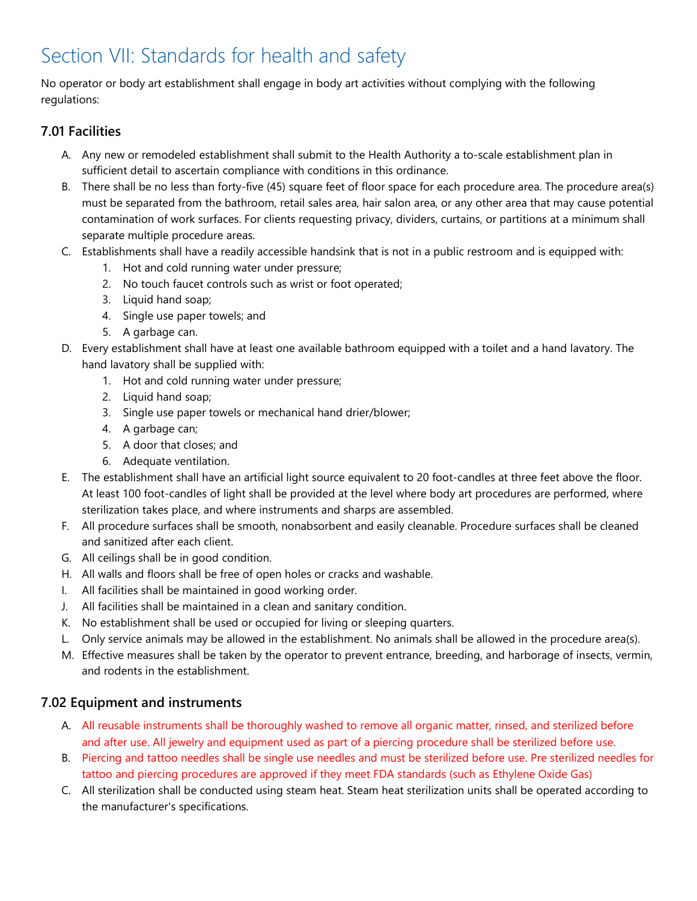# Section VII: Standards for health and safety

No operator or body art establishment shall engage in body art activities without complying with the following regulations:

## 7.01 Facilities

A. Any new or remodeled establishment shall submit to the Health Authority a to-scale establishment plan in sufficient detail to ascertain compliance with conditions in this ordinance.

B. There shall be no less than forty-five (45) square feet of floor space for each procedure area. The procedure area(s) must be separated from the bathroom, retail sales area, hair salon area, or any other area that may cause potential contamination of work surfaces. For clients requesting privacy, dividers, curtains, or partitions at a minimum shall separate multiple procedure areas.

C. Establishments shall have a readily accessible handsink that is not in a public restroom and is equipped with:
   1. Hot and cold running water under pressure;
   2. No touch faucet controls such as wrist or foot operated;
   3. Liquid hand soap;
   4. Single use paper towels; and
   5. A garbage can.

D. Every establishment shall have at least one available bathroom equipped with a toilet and a hand lavatory. The hand lavatory shall be supplied with:
   1. Hot and cold running water under pressure;
   2. Liquid hand soap;
   3. Single use paper towels or mechanical hand drier/blower;
   4. A garbage can;
   5. A door that closes; and
   6. Adequate ventilation.

E. The establishment shall have an artificial light source equivalent to 20 foot-candles at three feet above the floor. At least 100 foot-candles of light shall be provided at the level where body art procedures are performed, where sterilization takes place, and where instruments and sharps are assembled.

F. All procedure surfaces shall be smooth, nonabsorbent and easily cleanable. Procedure surfaces shall be cleaned and sanitized after each client.

G. All ceilings shall be in good condition.

H. All walls and floors shall be free of open holes or cracks and washable.

I. All facilities shall be maintained in good working order.

J. All facilities shall be maintained in a clean and sanitary condition.

K. No establishment shall be used or occupied for living or sleeping quarters.

L. Only service animals may be allowed in the establishment. No animals shall be allowed in the procedure area(s).

M. Effective measures shall be taken by the operator to prevent entrance, breeding, and harborage of insects, vermin, and rodents in the establishment.

## 7.02 Equipment and instruments

A. All reusable instruments shall be thoroughly washed to remove all organic matter, rinsed, and sterilized before and after use. All jewelry and equipment used as part of a piercing procedure shall be sterilized before use.

B. Piercing and tattoo needles shall be single use needles and must be sterilized before use. Pre sterilized needles for tattoo and piercing procedures are approved if they meet FDA standards (such as Ethylene Oxide Gas)

C. All sterilization shall be conducted using steam heat. Steam heat sterilization units shall be operated according to the manufacturer's specifications.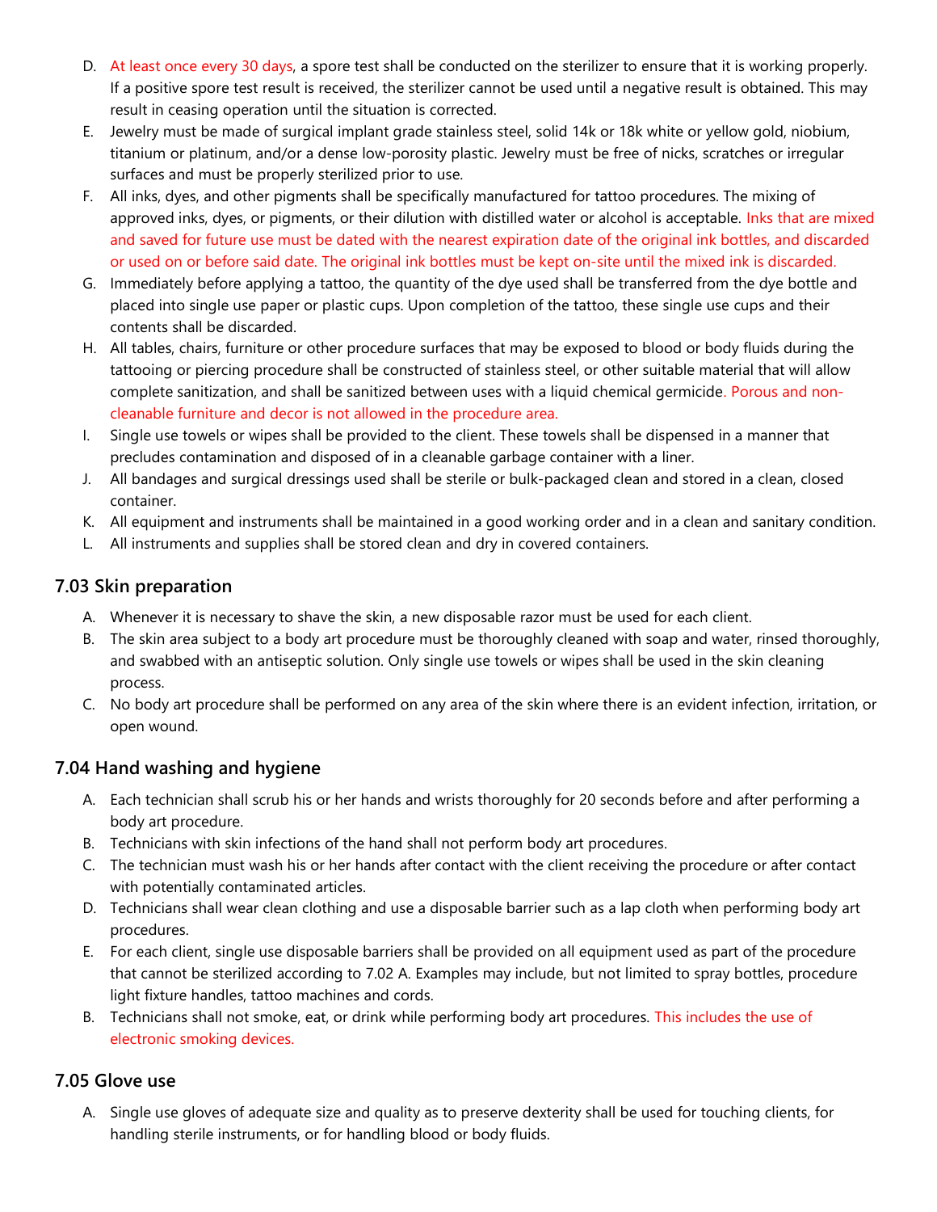D. At least once every 30 days, a spore test shall be conducted on the sterilizer to ensure that it is working properly. If a positive spore test result is received, the sterilizer cannot be used until a negative result is obtained. This may result in ceasing operation until the situation is corrected.

E. Jewelry must be made of surgical implant grade stainless steel, solid 14k or 18k white or yellow gold, niobium, titanium or platinum, and/or a dense low-porosity plastic. Jewelry must be free of nicks, scratches or irregular surfaces and must be properly sterilized prior to use.

F. All inks, dyes, and other pigments shall be specifically manufactured for tattoo procedures. The mixing of approved inks, dyes, or pigments, or their dilution with distilled water or alcohol is acceptable. Inks that are mixed and saved for future use must be dated with the nearest expiration date of the original ink bottles, and discarded or used on or before said date. The original ink bottles must be kept on-site until the mixed ink is discarded.

G. Immediately before applying a tattoo, the quantity of the dye used shall be transferred from the dye bottle and placed into single use paper or plastic cups. Upon completion of the tattoo, these single use cups and their contents shall be discarded.

H. All tables, chairs, furniture or other procedure surfaces that may be exposed to blood or body fluids during the tattooing or piercing procedure shall be constructed of stainless steel, or other suitable material that will allow complete sanitization, and shall be sanitized between uses with a liquid chemical germicide. Porous and non-cleanable furniture and decor is not allowed in the procedure area.

I. Single use towels or wipes shall be provided to the client. These towels shall be dispensed in a manner that precludes contamination and disposed of in a cleanable garbage container with a liner.

J. All bandages and surgical dressings used shall be sterile or bulk-packaged clean and stored in a clean, closed container.

K. All equipment and instruments shall be maintained in a good working order and in a clean and sanitary condition.

L. All instruments and supplies shall be stored clean and dry in covered containers.

## 7.03 Skin preparation

A. Whenever it is necessary to shave the skin, a new disposable razor must be used for each client.

B. The skin area subject to a body art procedure must be thoroughly cleaned with soap and water, rinsed thoroughly, and swabbed with an antiseptic solution. Only single use towels or wipes shall be used in the skin cleaning process.

C. No body art procedure shall be performed on any area of the skin where there is an evident infection, irritation, or open wound.

## 7.04 Hand washing and hygiene

A. Each technician shall scrub his or her hands and wrists thoroughly for 20 seconds before and after performing a body art procedure.

B. Technicians with skin infections of the hand shall not perform body art procedures.

C. The technician must wash his or her hands after contact with the client receiving the procedure or after contact with potentially contaminated articles.

D. Technicians shall wear clean clothing and use a disposable barrier such as a lap cloth when performing body art procedures.

E. For each client, single use disposable barriers shall be provided on all equipment used as part of the procedure that cannot be sterilized according to 7.02 A. Examples may include, but not limited to spray bottles, procedure light fixture handles, tattoo machines and cords.

B. Technicians shall not smoke, eat, or drink while performing body art procedures. This includes the use of electronic smoking devices.

## 7.05 Glove use

A. Single use gloves of adequate size and quality as to preserve dexterity shall be used for touching clients, for handling sterile instruments, or for handling blood or body fluids.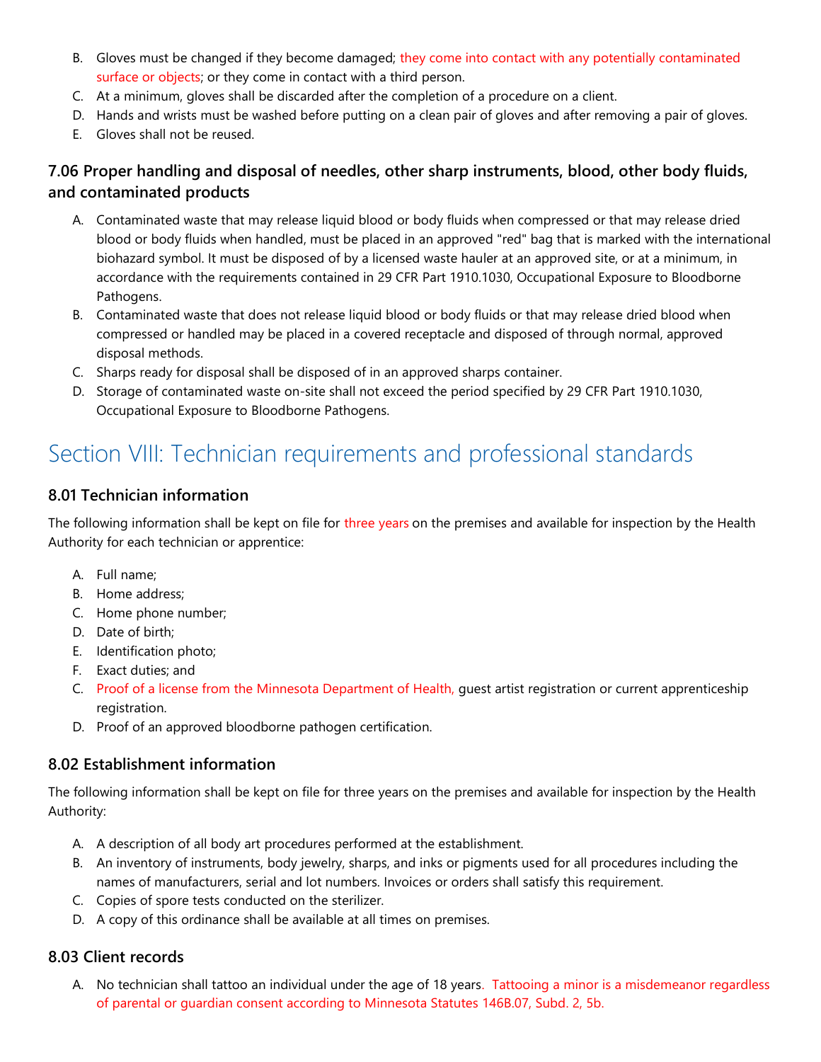B. Gloves must be changed if they become damaged; they come into contact with any potentially contaminated surface or objects; or they come in contact with a third person.
C. At a minimum, gloves shall be discarded after the completion of a procedure on a client.
D. Hands and wrists must be washed before putting on a clean pair of gloves and after removing a pair of gloves.
E. Gloves shall not be reused.

### 7.06 Proper handling and disposal of needles, other sharp instruments, blood, other body fluids, and contaminated products

A. Contaminated waste that may release liquid blood or body fluids when compressed or that may release dried blood or body fluids when handled, must be placed in an approved "red" bag that is marked with the international biohazard symbol. It must be disposed of by a licensed waste hauler at an approved site, or at a minimum, in accordance with the requirements contained in 29 CFR Part 1910.1030, Occupational Exposure to Bloodborne Pathogens.
B. Contaminated waste that does not release liquid blood or body fluids or that may release dried blood when compressed or handled may be placed in a covered receptacle and disposed of through normal, approved disposal methods.
C. Sharps ready for disposal shall be disposed of in an approved sharps container.
D. Storage of contaminated waste on-site shall not exceed the period specified by 29 CFR Part 1910.1030, Occupational Exposure to Bloodborne Pathogens.

## Section VIII: Technician requirements and professional standards

### 8.01 Technician information

The following information shall be kept on file for three years on the premises and available for inspection by the Health Authority for each technician or apprentice:

A. Full name;
B. Home address;
C. Home phone number;
D. Date of birth;
E. Identification photo;
F. Exact duties; and
C. Proof of a license from the Minnesota Department of Health, guest artist registration or current apprenticeship registration.
D. Proof of an approved bloodborne pathogen certification.

### 8.02 Establishment information

The following information shall be kept on file for three years on the premises and available for inspection by the Health Authority:

A. A description of all body art procedures performed at the establishment.
B. An inventory of instruments, body jewelry, sharps, and inks or pigments used for all procedures including the names of manufacturers, serial and lot numbers. Invoices or orders shall satisfy this requirement.
C. Copies of spore tests conducted on the sterilizer.
D. A copy of this ordinance shall be available at all times on premises.

### 8.03 Client records

A. No technician shall tattoo an individual under the age of 18 years. Tattooing a minor is a misdemeanor regardless of parental or guardian consent according to Minnesota Statutes 146B.07, Subd. 2, 5b.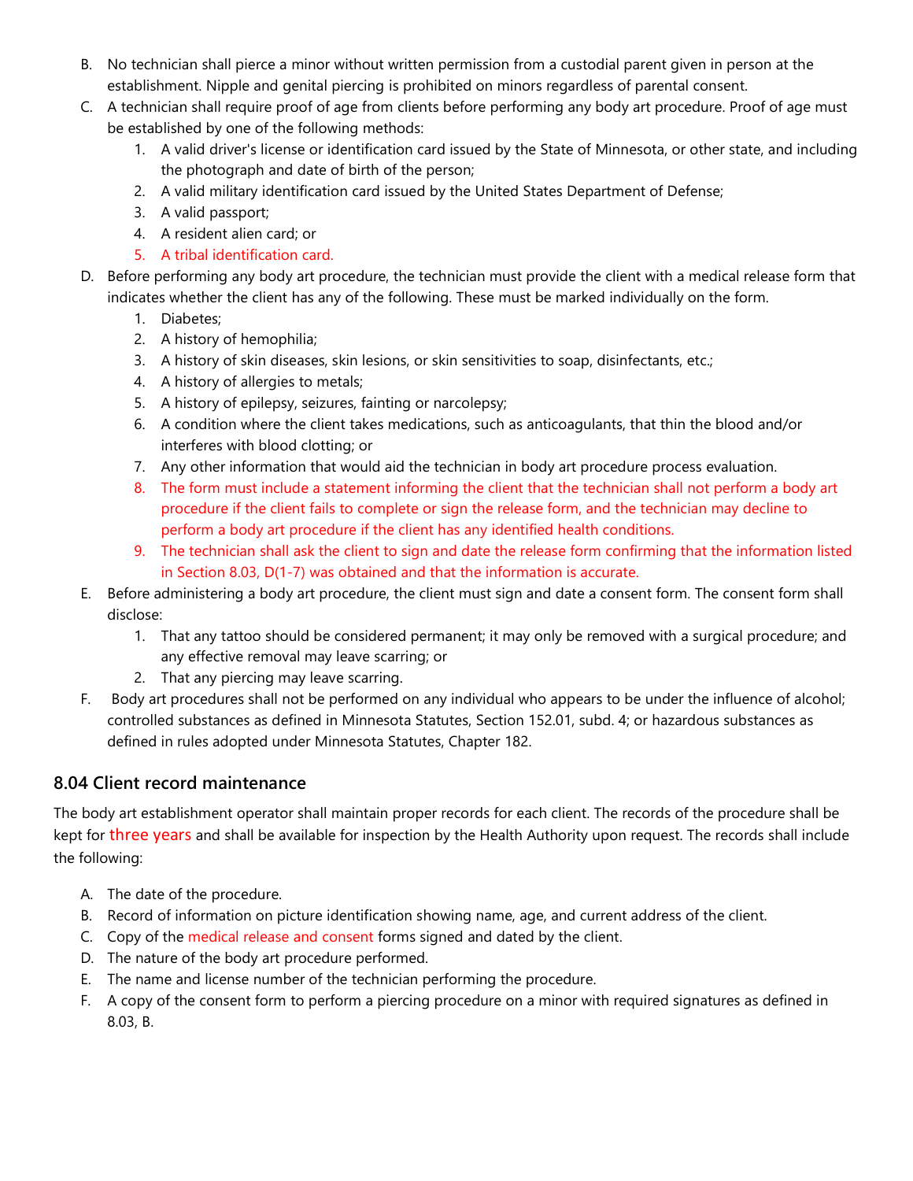B. No technician shall pierce a minor without written permission from a custodial parent given in person at the establishment. Nipple and genital piercing is prohibited on minors regardless of parental consent.

C. A technician shall require proof of age from clients before performing any body art procedure. Proof of age must be established by one of the following methods:

   1. A valid driver's license or identification card issued by the State of Minnesota, or other state, and including the photograph and date of birth of the person;
   2. A valid military identification card issued by the United States Department of Defense;
   3. A valid passport;
   4. A resident alien card; or
   5. A tribal identification card.

D. Before performing any body art procedure, the technician must provide the client with a medical release form that indicates whether the client has any of the following. These must be marked individually on the form.

   1. Diabetes;
   2. A history of hemophilia;
   3. A history of skin diseases, skin lesions, or skin sensitivities to soap, disinfectants, etc.;
   4. A history of allergies to metals;
   5. A history of epilepsy, seizures, fainting or narcolepsy;
   6. A condition where the client takes medications, such as anticoagulants, that thin the blood and/or interferes with blood clotting; or
   7. Any other information that would aid the technician in body art procedure process evaluation.
   8. The form must include a statement informing the client that the technician shall not perform a body art procedure if the client fails to complete or sign the release form, and the technician may decline to perform a body art procedure if the client has any identified health conditions.
   9. The technician shall ask the client to sign and date the release form confirming that the information listed in Section 8.03, D(1-7) was obtained and that the information is accurate.

E. Before administering a body art procedure, the client must sign and date a consent form. The consent form shall disclose:

   1. That any tattoo should be considered permanent; it may only be removed with a surgical procedure; and any effective removal may leave scarring; or
   2. That any piercing may leave scarring.

F. Body art procedures shall not be performed on any individual who appears to be under the influence of alcohol; controlled substances as defined in Minnesota Statutes, Section 152.01, subd. 4; or hazardous substances as defined in rules adopted under Minnesota Statutes, Chapter 182.

## 8.04 Client record maintenance

The body art establishment operator shall maintain proper records for each client. The records of the procedure shall be kept for three years and shall be available for inspection by the Health Authority upon request. The records shall include the following:

A. The date of the procedure.

B. Record of information on picture identification showing name, age, and current address of the client.

C. Copy of the medical release and consent forms signed and dated by the client.

D. The nature of the body art procedure performed.

E. The name and license number of the technician performing the procedure.

F. A copy of the consent form to perform a piercing procedure on a minor with required signatures as defined in 8.03, B.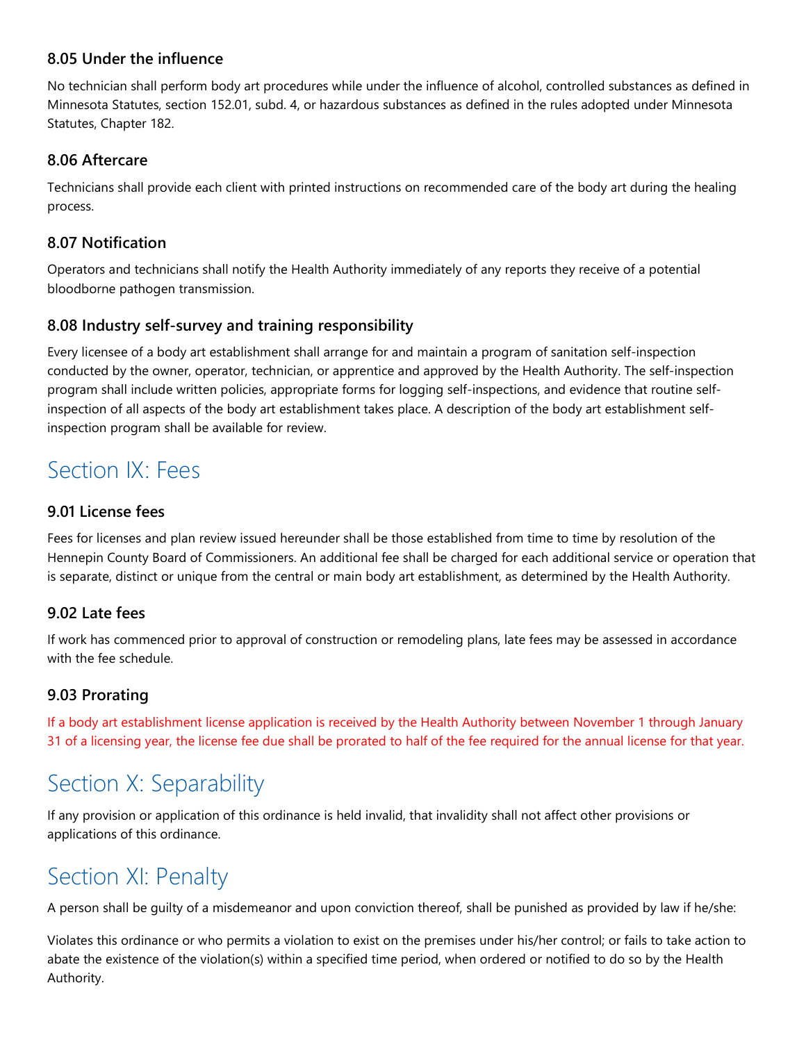### 8.05 Under the influence

No technician shall perform body art procedures while under the influence of alcohol, controlled substances as defined in Minnesota Statutes, section 152.01, subd. 4, or hazardous substances as defined in the rules adopted under Minnesota Statutes, Chapter 182.

### 8.06 Aftercare

Technicians shall provide each client with printed instructions on recommended care of the body art during the healing process.

### 8.07 Notification

Operators and technicians shall notify the Health Authority immediately of any reports they receive of a potential bloodborne pathogen transmission.

### 8.08 Industry self-survey and training responsibility

Every licensee of a body art establishment shall arrange for and maintain a program of sanitation self-inspection conducted by the owner, operator, technician, or apprentice and approved by the Health Authority. The self-inspection program shall include written policies, appropriate forms for logging self-inspections, and evidence that routine self-inspection of all aspects of the body art establishment takes place. A description of the body art establishment self-inspection program shall be available for review.

## Section IX: Fees

### 9.01 License fees

Fees for licenses and plan review issued hereunder shall be those established from time to time by resolution of the Hennepin County Board of Commissioners. An additional fee shall be charged for each additional service or operation that is separate, distinct or unique from the central or main body art establishment, as determined by the Health Authority.

### 9.02 Late fees

If work has commenced prior to approval of construction or remodeling plans, late fees may be assessed in accordance with the fee schedule.

### 9.03 Prorating

If a body art establishment license application is received by the Health Authority between November 1 through January 31 of a licensing year, the license fee due shall be prorated to half of the fee required for the annual license for that year.

## Section X: Separability

If any provision or application of this ordinance is held invalid, that invalidity shall not affect other provisions or applications of this ordinance.

## Section XI: Penalty

A person shall be guilty of a misdemeanor and upon conviction thereof, shall be punished as provided by law if he/she:

Violates this ordinance or who permits a violation to exist on the premises under his/her control; or fails to take action to abate the existence of the violation(s) within a specified time period, when ordered or notified to do so by the Health Authority.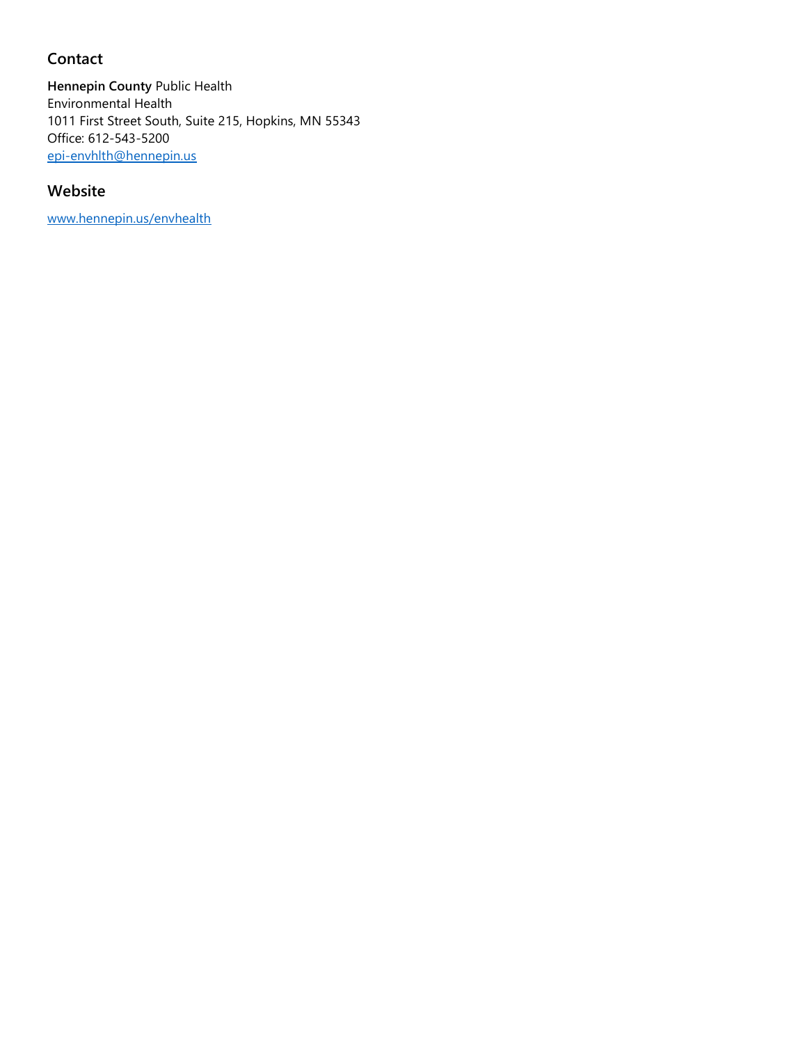## Contact

**Hennepin County** Public Health
Environmental Health
1011 First Street South, Suite 215, Hopkins, MN 55343
Office: 612-543-5200
[epi-envhlth@hennepin.us](mailto:epi-envhlth@hennepin.us)

## Website

[www.hennepin.us/envhealth](http://www.hennepin.us/envhealth)